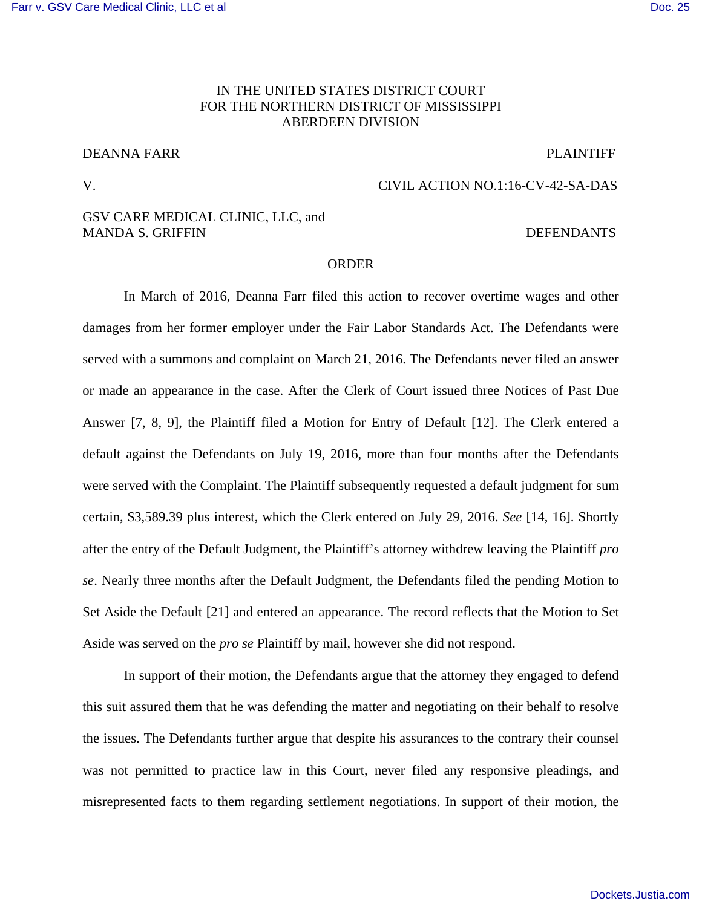IN THE UNITED STATES DISTRICT COURT
FOR THE NORTHERN DISTRICT OF MISSISSIPPI
ABERDEEN DIVISION

DEANNA FARR PLAINTIFF

V. CIVIL ACTION NO.1:16-CV-42-SA-DAS

GSV CARE MEDICAL CLINIC, LLC, and
MANDA S. GRIFFIN DEFENDANTS

ORDER

In March of 2016, Deanna Farr filed this action to recover overtime wages and other damages from her former employer under the Fair Labor Standards Act. The Defendants were served with a summons and complaint on March 21, 2016. The Defendants never filed an answer or made an appearance in the case. After the Clerk of Court issued three Notices of Past Due Answer [7, 8, 9], the Plaintiff filed a Motion for Entry of Default [12]. The Clerk entered a default against the Defendants on July 19, 2016, more than four months after the Defendants were served with the Complaint. The Plaintiff subsequently requested a default judgment for sum certain, $3,589.39 plus interest, which the Clerk entered on July 29, 2016. *See* [14, 16]. Shortly after the entry of the Default Judgment, the Plaintiff's attorney withdrew leaving the Plaintiff *pro se*. Nearly three months after the Default Judgment, the Defendants filed the pending Motion to Set Aside the Default [21] and entered an appearance. The record reflects that the Motion to Set Aside was served on the *pro se* Plaintiff by mail, however she did not respond.

In support of their motion, the Defendants argue that the attorney they engaged to defend this suit assured them that he was defending the matter and negotiating on their behalf to resolve the issues. The Defendants further argue that despite his assurances to the contrary their counsel was not permitted to practice law in this Court, never filed any responsive pleadings, and misrepresented facts to them regarding settlement negotiations. In support of their motion, the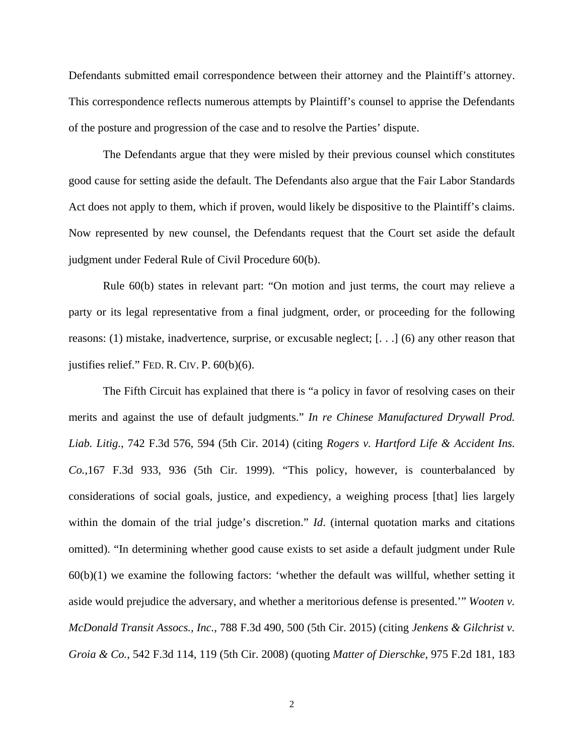Defendants submitted email correspondence between their attorney and the Plaintiff's attorney. This correspondence reflects numerous attempts by Plaintiff's counsel to apprise the Defendants of the posture and progression of the case and to resolve the Parties' dispute.

The Defendants argue that they were misled by their previous counsel which constitutes good cause for setting aside the default. The Defendants also argue that the Fair Labor Standards Act does not apply to them, which if proven, would likely be dispositive to the Plaintiff's claims. Now represented by new counsel, the Defendants request that the Court set aside the default judgment under Federal Rule of Civil Procedure 60(b).

Rule 60(b) states in relevant part: "On motion and just terms, the court may relieve a party or its legal representative from a final judgment, order, or proceeding for the following reasons: (1) mistake, inadvertence, surprise, or excusable neglect; [. . .] (6) any other reason that justifies relief." FED. R. CIV. P. 60(b)(6).

The Fifth Circuit has explained that there is "a policy in favor of resolving cases on their merits and against the use of default judgments." *In re Chinese Manufactured Drywall Prod. Liab. Litig.*, 742 F.3d 576, 594 (5th Cir. 2014) (citing *Rogers v. Hartford Life & Accident Ins. Co.*,167 F.3d 933, 936 (5th Cir. 1999). "This policy, however, is counterbalanced by considerations of social goals, justice, and expediency, a weighing process [that] lies largely within the domain of the trial judge's discretion." *Id*. (internal quotation marks and citations omitted). "In determining whether good cause exists to set aside a default judgment under Rule 60(b)(1) we examine the following factors: 'whether the default was willful, whether setting it aside would prejudice the adversary, and whether a meritorious defense is presented.'" *Wooten v. McDonald Transit Assocs., Inc.*, 788 F.3d 490, 500 (5th Cir. 2015) (citing *Jenkens & Gilchrist v. Groia & Co.*, 542 F.3d 114, 119 (5th Cir. 2008) (quoting *Matter of Dierschke*, 975 F.2d 181, 183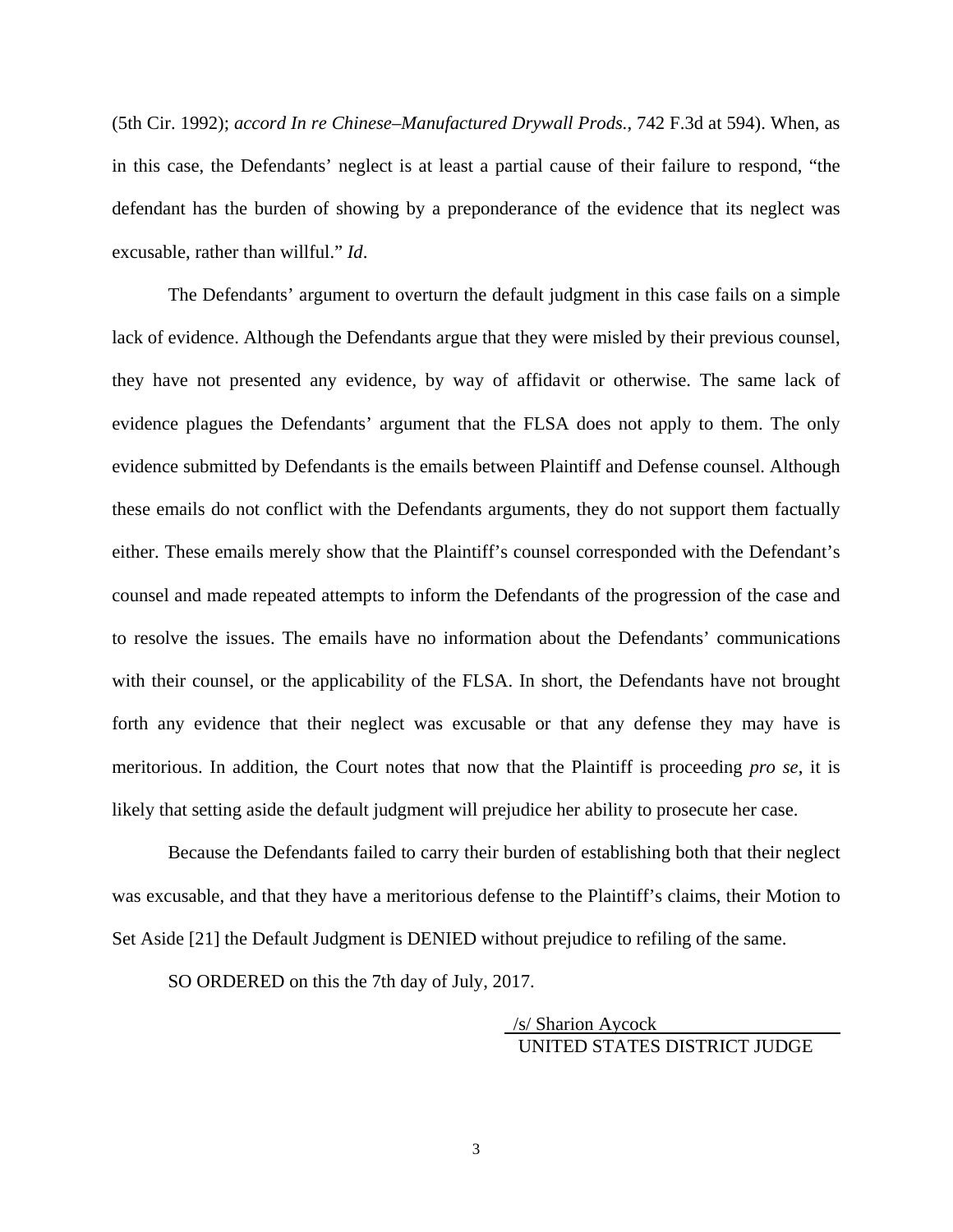(5th Cir. 1992); *accord In re Chinese–Manufactured Drywall Prods.*, 742 F.3d at 594). When, as in this case, the Defendants' neglect is at least a partial cause of their failure to respond, "the defendant has the burden of showing by a preponderance of the evidence that its neglect was excusable, rather than willful." *Id*.

The Defendants' argument to overturn the default judgment in this case fails on a simple lack of evidence. Although the Defendants argue that they were misled by their previous counsel, they have not presented any evidence, by way of affidavit or otherwise. The same lack of evidence plagues the Defendants' argument that the FLSA does not apply to them. The only evidence submitted by Defendants is the emails between Plaintiff and Defense counsel. Although these emails do not conflict with the Defendants arguments, they do not support them factually either. These emails merely show that the Plaintiff's counsel corresponded with the Defendant's counsel and made repeated attempts to inform the Defendants of the progression of the case and to resolve the issues. The emails have no information about the Defendants' communications with their counsel, or the applicability of the FLSA. In short, the Defendants have not brought forth any evidence that their neglect was excusable or that any defense they may have is meritorious. In addition, the Court notes that now that the Plaintiff is proceeding *pro se*, it is likely that setting aside the default judgment will prejudice her ability to prosecute her case.

Because the Defendants failed to carry their burden of establishing both that their neglect was excusable, and that they have a meritorious defense to the Plaintiff's claims, their Motion to Set Aside [21] the Default Judgment is DENIED without prejudice to refiling of the same.

SO ORDERED on this the 7th day of July, 2017.

/s/ Sharion Aycock
UNITED STATES DISTRICT JUDGE